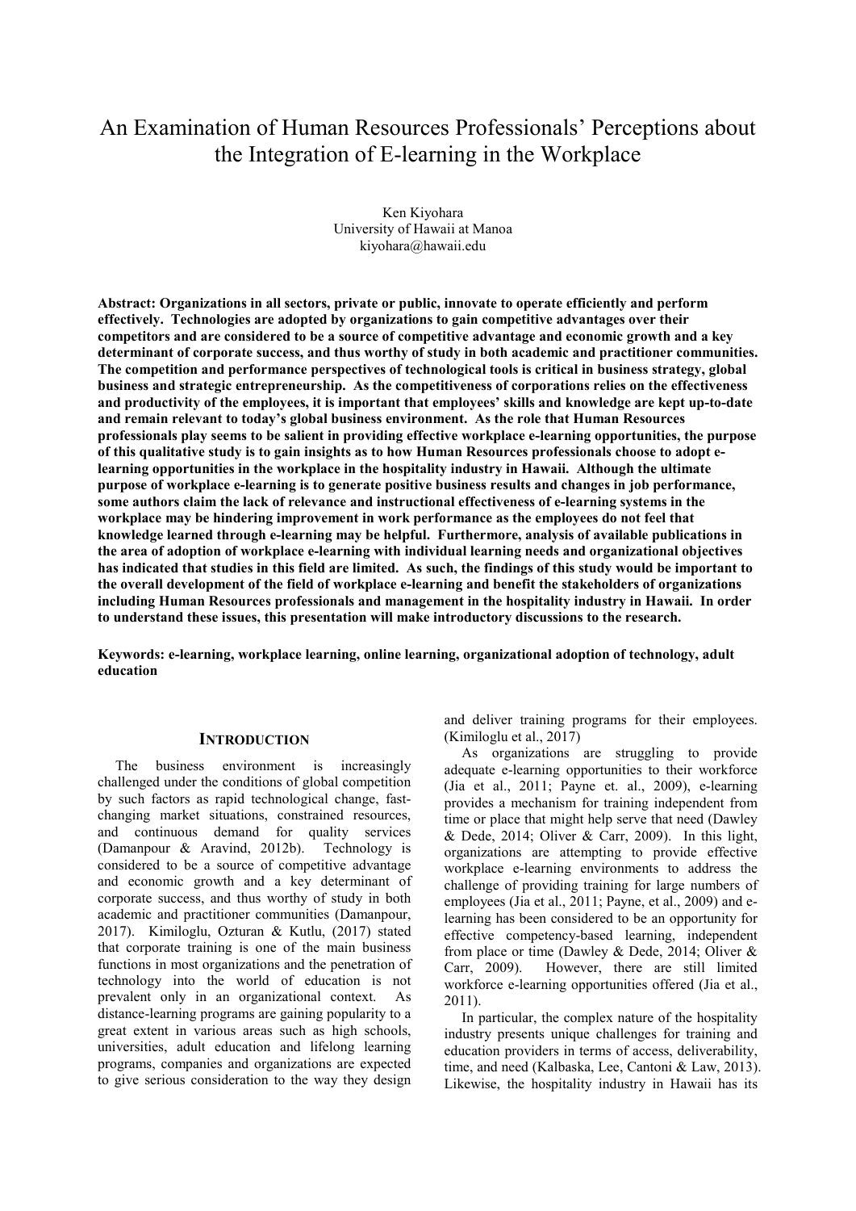# An Examination of Human Resources Professionals' Perceptions about the Integration of E-learning in the Workplace

Ken Kiyohara
University of Hawaii at Manoa
kiyohara@hawaii.edu

**Abstract: Organizations in all sectors, private or public, innovate to operate efficiently and perform effectively. Technologies are adopted by organizations to gain competitive advantages over their competitors and are considered to be a source of competitive advantage and economic growth and a key determinant of corporate success, and thus worthy of study in both academic and practitioner communities. The competition and performance perspectives of technological tools is critical in business strategy, global business and strategic entrepreneurship. As the competitiveness of corporations relies on the effectiveness and productivity of the employees, it is important that employees' skills and knowledge are kept up-to-date and remain relevant to today's global business environment. As the role that Human Resources professionals play seems to be salient in providing effective workplace e-learning opportunities, the purpose of this qualitative study is to gain insights as to how Human Resources professionals choose to adopt e-learning opportunities in the workplace in the hospitality industry in Hawaii. Although the ultimate purpose of workplace e-learning is to generate positive business results and changes in job performance, some authors claim the lack of relevance and instructional effectiveness of e-learning systems in the workplace may be hindering improvement in work performance as the employees do not feel that knowledge learned through e-learning may be helpful. Furthermore, analysis of available publications in the area of adoption of workplace e-learning with individual learning needs and organizational objectives has indicated that studies in this field are limited. As such, the findings of this study would be important to the overall development of the field of workplace e-learning and benefit the stakeholders of organizations including Human Resources professionals and management in the hospitality industry in Hawaii. In order to understand these issues, this presentation will make introductory discussions to the research.**

**Keywords: e-learning, workplace learning, online learning, organizational adoption of technology, adult education**

## INTRODUCTION

The business environment is increasingly challenged under the conditions of global competition by such factors as rapid technological change, fast-changing market situations, constrained resources, and continuous demand for quality services (Damanpour & Aravind, 2012b). Technology is considered to be a source of competitive advantage and economic growth and a key determinant of corporate success, and thus worthy of study in both academic and practitioner communities (Damanpour, 2017). Kimiloglu, Ozturan & Kutlu, (2017) stated that corporate training is one of the main business functions in most organizations and the penetration of technology into the world of education is not prevalent only in an organizational context. As distance-learning programs are gaining popularity to a great extent in various areas such as high schools, universities, adult education and lifelong learning programs, companies and organizations are expected to give serious consideration to the way they design and deliver training programs for their employees. (Kimiloglu et al., 2017)

As organizations are struggling to provide adequate e-learning opportunities to their workforce (Jia et al., 2011; Payne et. al., 2009), e-learning provides a mechanism for training independent from time or place that might help serve that need (Dawley & Dede, 2014; Oliver & Carr, 2009). In this light, organizations are attempting to provide effective workplace e-learning environments to address the challenge of providing training for large numbers of employees (Jia et al., 2011; Payne, et al., 2009) and e-learning has been considered to be an opportunity for effective competency-based learning, independent from place or time (Dawley & Dede, 2014; Oliver & Carr, 2009). However, there are still limited workforce e-learning opportunities offered (Jia et al., 2011).

In particular, the complex nature of the hospitality industry presents unique challenges for training and education providers in terms of access, deliverability, time, and need (Kalbaska, Lee, Cantoni & Law, 2013). Likewise, the hospitality industry in Hawaii has its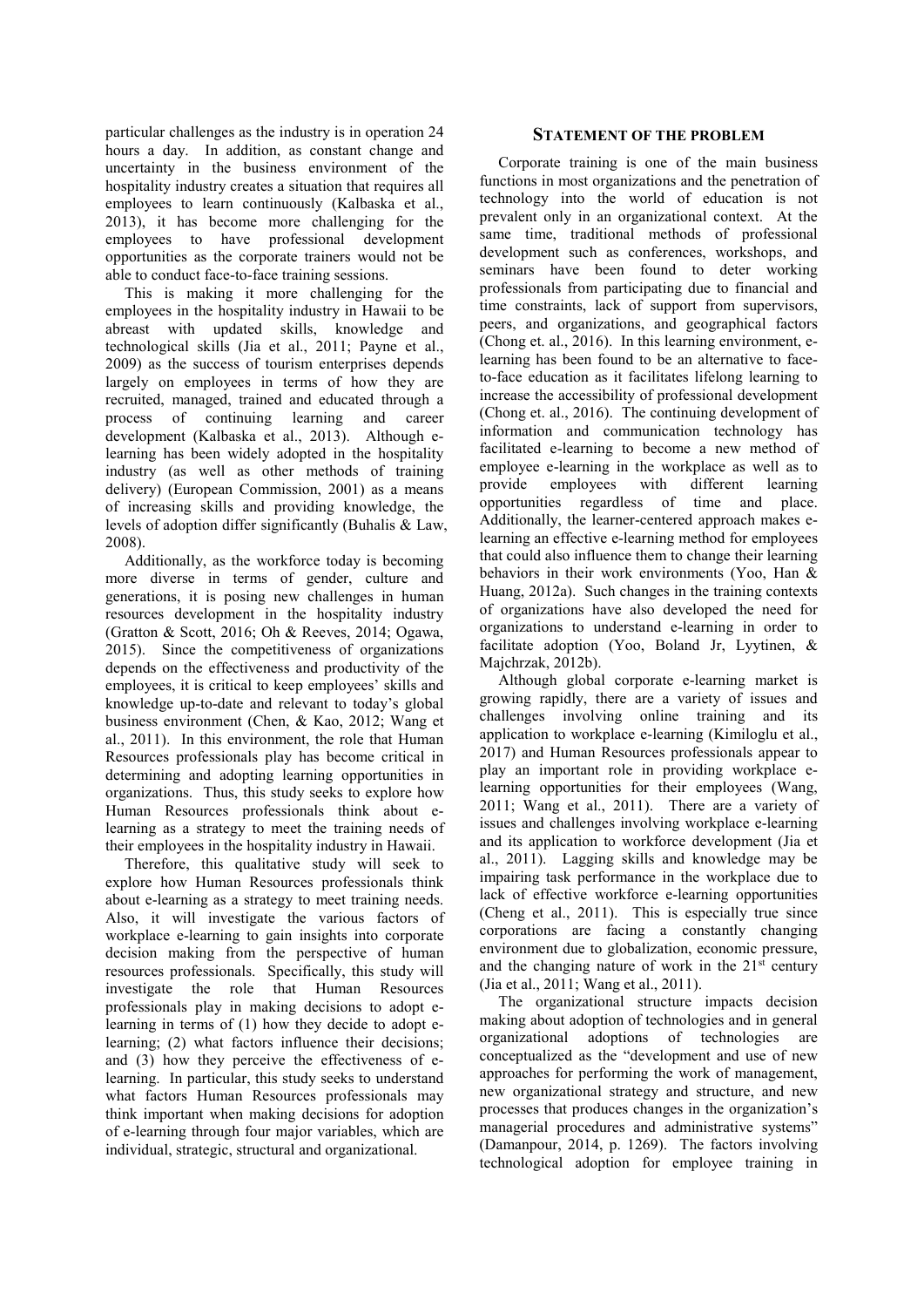particular challenges as the industry is in operation 24 hours a day. In addition, as constant change and uncertainty in the business environment of the hospitality industry creates a situation that requires all employees to learn continuously (Kalbaska et al., 2013), it has become more challenging for the employees to have professional development opportunities as the corporate trainers would not be able to conduct face-to-face training sessions.

This is making it more challenging for the employees in the hospitality industry in Hawaii to be abreast with updated skills, knowledge and technological skills (Jia et al., 2011; Payne et al., 2009) as the success of tourism enterprises depends largely on employees in terms of how they are recruited, managed, trained and educated through a process of continuing learning and career development (Kalbaska et al., 2013). Although e-learning has been widely adopted in the hospitality industry (as well as other methods of training delivery) (European Commission, 2001) as a means of increasing skills and providing knowledge, the levels of adoption differ significantly (Buhalis & Law, 2008).

Additionally, as the workforce today is becoming more diverse in terms of gender, culture and generations, it is posing new challenges in human resources development in the hospitality industry (Gratton & Scott, 2016; Oh & Reeves, 2014; Ogawa, 2015). Since the competitiveness of organizations depends on the effectiveness and productivity of the employees, it is critical to keep employees' skills and knowledge up-to-date and relevant to today's global business environment (Chen, & Kao, 2012; Wang et al., 2011). In this environment, the role that Human Resources professionals play has become critical in determining and adopting learning opportunities in organizations. Thus, this study seeks to explore how Human Resources professionals think about e-learning as a strategy to meet the training needs of their employees in the hospitality industry in Hawaii.

Therefore, this qualitative study will seek to explore how Human Resources professionals think about e-learning as a strategy to meet training needs. Also, it will investigate the various factors of workplace e-learning to gain insights into corporate decision making from the perspective of human resources professionals. Specifically, this study will investigate the role that Human Resources professionals play in making decisions to adopt e-learning in terms of (1) how they decide to adopt e-learning; (2) what factors influence their decisions; and (3) how they perceive the effectiveness of e-learning. In particular, this study seeks to understand what factors Human Resources professionals may think important when making decisions for adoption of e-learning through four major variables, which are individual, strategic, structural and organizational.

## STATEMENT OF THE PROBLEM

Corporate training is one of the main business functions in most organizations and the penetration of technology into the world of education is not prevalent only in an organizational context. At the same time, traditional methods of professional development such as conferences, workshops, and seminars have been found to deter working professionals from participating due to financial and time constraints, lack of support from supervisors, peers, and organizations, and geographical factors (Chong et. al., 2016). In this learning environment, e-learning has been found to be an alternative to face-to-face education as it facilitates lifelong learning to increase the accessibility of professional development (Chong et. al., 2016). The continuing development of information and communication technology has facilitated e-learning to become a new method of employee e-learning in the workplace as well as to provide employees with different learning opportunities regardless of time and place. Additionally, the learner-centered approach makes e-learning an effective e-learning method for employees that could also influence them to change their learning behaviors in their work environments (Yoo, Han & Huang, 2012a). Such changes in the training contexts of organizations have also developed the need for organizations to understand e-learning in order to facilitate adoption (Yoo, Boland Jr, Lyytinen, & Majchrzak, 2012b).

Although global corporate e-learning market is growing rapidly, there are a variety of issues and challenges involving online training and its application to workplace e-learning (Kimiloglu et al., 2017) and Human Resources professionals appear to play an important role in providing workplace e-learning opportunities for their employees (Wang, 2011; Wang et al., 2011). There are a variety of issues and challenges involving workplace e-learning and its application to workforce development (Jia et al., 2011). Lagging skills and knowledge may be impairing task performance in the workplace due to lack of effective workforce e-learning opportunities (Cheng et al., 2011). This is especially true since corporations are facing a constantly changing environment due to globalization, economic pressure, and the changing nature of work in the 21st century (Jia et al., 2011; Wang et al., 2011).

The organizational structure impacts decision making about adoption of technologies and in general organizational adoptions of technologies are conceptualized as the "development and use of new approaches for performing the work of management, new organizational strategy and structure, and new processes that produces changes in the organization's managerial procedures and administrative systems" (Damanpour, 2014, p. 1269). The factors involving technological adoption for employee training in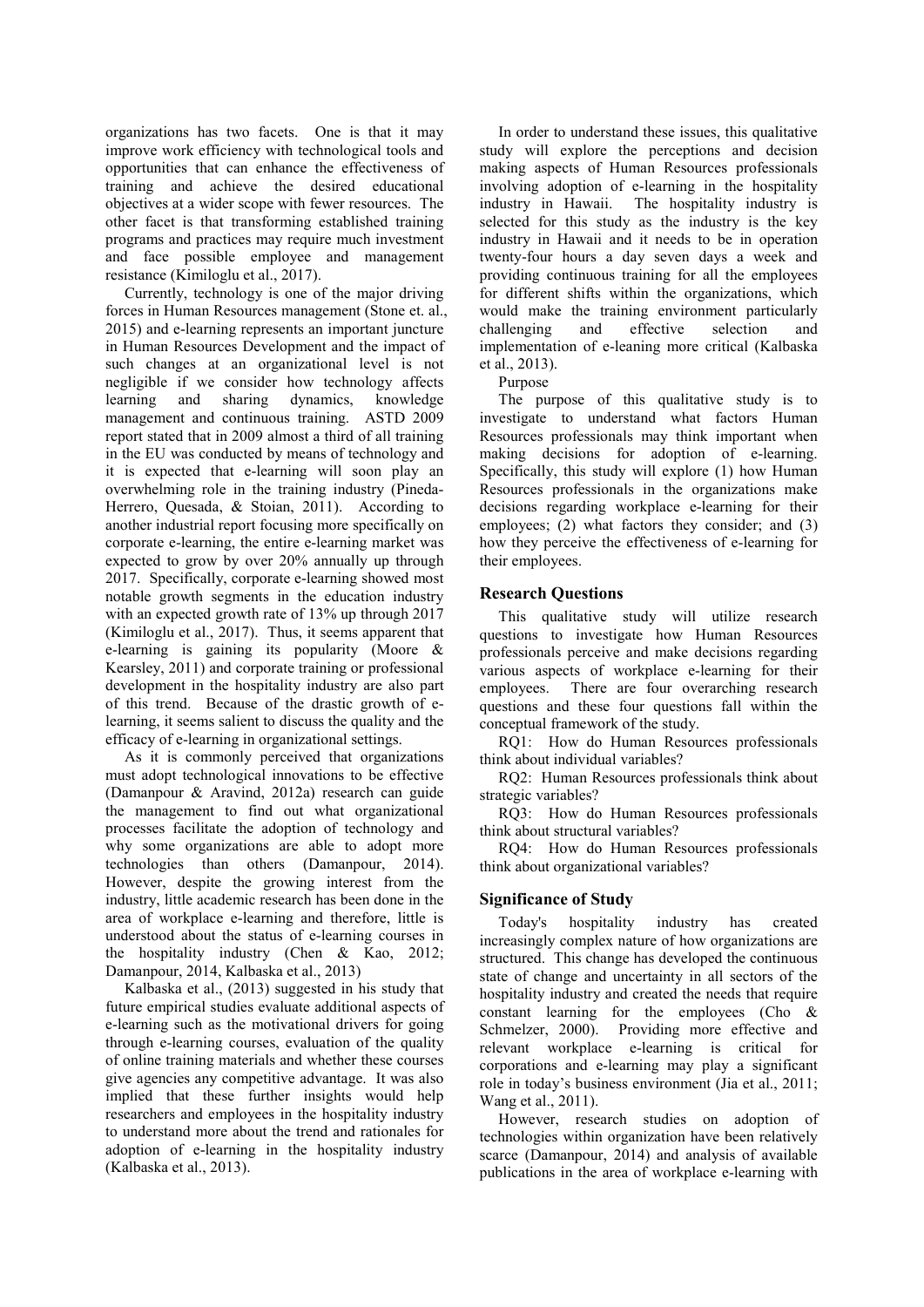organizations has two facets. One is that it may improve work efficiency with technological tools and opportunities that can enhance the effectiveness of training and achieve the desired educational objectives at a wider scope with fewer resources. The other facet is that transforming established training programs and practices may require much investment and face possible employee and management resistance (Kimiloglu et al., 2017).

Currently, technology is one of the major driving forces in Human Resources management (Stone et. al., 2015) and e-learning represents an important juncture in Human Resources Development and the impact of such changes at an organizational level is not negligible if we consider how technology affects learning and sharing dynamics, knowledge management and continuous training. ASTD 2009 report stated that in 2009 almost a third of all training in the EU was conducted by means of technology and it is expected that e-learning will soon play an overwhelming role in the training industry (Pineda-Herrero, Quesada, & Stoian, 2011). According to another industrial report focusing more specifically on corporate e-learning, the entire e-learning market was expected to grow by over 20% annually up through 2017. Specifically, corporate e-learning showed most notable growth segments in the education industry with an expected growth rate of 13% up through 2017 (Kimiloglu et al., 2017). Thus, it seems apparent that e-learning is gaining its popularity (Moore & Kearsley, 2011) and corporate training or professional development in the hospitality industry are also part of this trend. Because of the drastic growth of e-learning, it seems salient to discuss the quality and the efficacy of e-learning in organizational settings.

As it is commonly perceived that organizations must adopt technological innovations to be effective (Damanpour & Aravind, 2012a) research can guide the management to find out what organizational processes facilitate the adoption of technology and why some organizations are able to adopt more technologies than others (Damanpour, 2014). However, despite the growing interest from the industry, little academic research has been done in the area of workplace e-learning and therefore, little is understood about the status of e-learning courses in the hospitality industry (Chen & Kao, 2012; Damanpour, 2014, Kalbaska et al., 2013)

Kalbaska et al., (2013) suggested in his study that future empirical studies evaluate additional aspects of e-learning such as the motivational drivers for going through e-learning courses, evaluation of the quality of online training materials and whether these courses give agencies any competitive advantage. It was also implied that these further insights would help researchers and employees in the hospitality industry to understand more about the trend and rationales for adoption of e-learning in the hospitality industry (Kalbaska et al., 2013).

In order to understand these issues, this qualitative study will explore the perceptions and decision making aspects of Human Resources professionals involving adoption of e-learning in the hospitality industry in Hawaii. The hospitality industry is selected for this study as the industry is the key industry in Hawaii and it needs to be in operation twenty-four hours a day seven days a week and providing continuous training for all the employees for different shifts within the organizations, which would make the training environment particularly challenging and effective selection and implementation of e-leaning more critical (Kalbaska et al., 2013).

Purpose

The purpose of this qualitative study is to investigate to understand what factors Human Resources professionals may think important when making decisions for adoption of e-learning. Specifically, this study will explore (1) how Human Resources professionals in the organizations make decisions regarding workplace e-learning for their employees; (2) what factors they consider; and (3) how they perceive the effectiveness of e-learning for their employees.

## Research Questions

This qualitative study will utilize research questions to investigate how Human Resources professionals perceive and make decisions regarding various aspects of workplace e-learning for their employees. There are four overarching research questions and these four questions fall within the conceptual framework of the study.

RQ1: How do Human Resources professionals think about individual variables?

RQ2: Human Resources professionals think about strategic variables?

RQ3: How do Human Resources professionals think about structural variables?

RQ4: How do Human Resources professionals think about organizational variables?

## Significance of Study

Today's hospitality industry has created increasingly complex nature of how organizations are structured. This change has developed the continuous state of change and uncertainty in all sectors of the hospitality industry and created the needs that require constant learning for the employees (Cho & Schmelzer, 2000). Providing more effective and relevant workplace e-learning is critical for corporations and e-learning may play a significant role in today's business environment (Jia et al., 2011; Wang et al., 2011).

However, research studies on adoption of technologies within organization have been relatively scarce (Damanpour, 2014) and analysis of available publications in the area of workplace e-learning with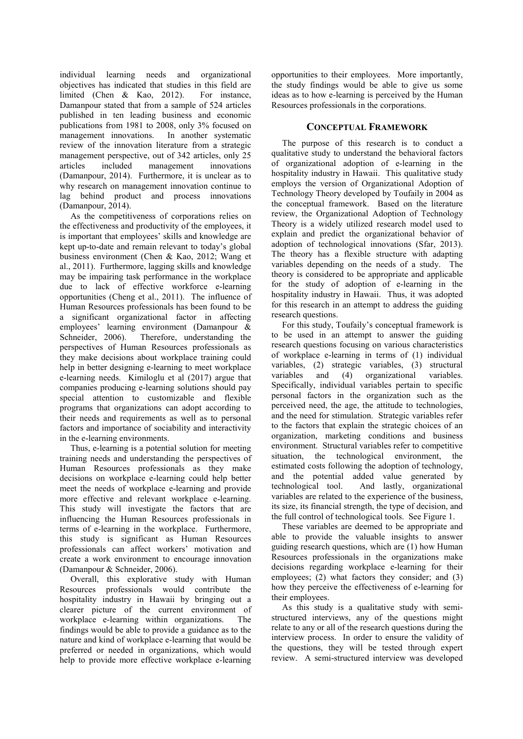individual learning needs and organizational objectives has indicated that studies in this field are limited (Chen & Kao, 2012). For instance, Damanpour stated that from a sample of 524 articles published in ten leading business and economic publications from 1981 to 2008, only 3% focused on management innovations. In another systematic review of the innovation literature from a strategic management perspective, out of 342 articles, only 25 articles included management innovations (Damanpour, 2014). Furthermore, it is unclear as to why research on management innovation continue to lag behind product and process innovations (Damanpour, 2014).

As the competitiveness of corporations relies on the effectiveness and productivity of the employees, it is important that employees' skills and knowledge are kept up-to-date and remain relevant to today's global business environment (Chen & Kao, 2012; Wang et al., 2011). Furthermore, lagging skills and knowledge may be impairing task performance in the workplace due to lack of effective workforce e-learning opportunities (Cheng et al., 2011). The influence of Human Resources professionals has been found to be a significant organizational factor in affecting employees' learning environment (Damanpour & Schneider, 2006). Therefore, understanding the perspectives of Human Resources professionals as they make decisions about workplace training could help in better designing e-learning to meet workplace e-learning needs. Kimiloglu et al (2017) argue that companies producing e-learning solutions should pay special attention to customizable and flexible programs that organizations can adopt according to their needs and requirements as well as to personal factors and importance of sociability and interactivity in the e-learning environments.

Thus, e-learning is a potential solution for meeting training needs and understanding the perspectives of Human Resources professionals as they make decisions on workplace e-learning could help better meet the needs of workplace e-learning and provide more effective and relevant workplace e-learning. This study will investigate the factors that are influencing the Human Resources professionals in terms of e-learning in the workplace. Furthermore, this study is significant as Human Resources professionals can affect workers' motivation and create a work environment to encourage innovation (Damanpour & Schneider, 2006).

Overall, this explorative study with Human Resources professionals would contribute the hospitality industry in Hawaii by bringing out a clearer picture of the current environment of workplace e-learning within organizations. The findings would be able to provide a guidance as to the nature and kind of workplace e-learning that would be preferred or needed in organizations, which would help to provide more effective workplace e-learning opportunities to their employees. More importantly, the study findings would be able to give us some ideas as to how e-learning is perceived by the Human Resources professionals in the corporations.

## CONCEPTUAL FRAMEWORK

The purpose of this research is to conduct a qualitative study to understand the behavioral factors of organizational adoption of e-learning in the hospitality industry in Hawaii. This qualitative study employs the version of Organizational Adoption of Technology Theory developed by Toufaily in 2004 as the conceptual framework. Based on the literature review, the Organizational Adoption of Technology Theory is a widely utilized research model used to explain and predict the organizational behavior of adoption of technological innovations (Sfar, 2013). The theory has a flexible structure with adapting variables depending on the needs of a study. The theory is considered to be appropriate and applicable for the study of adoption of e-learning in the hospitality industry in Hawaii. Thus, it was adopted for this research in an attempt to address the guiding research questions.

For this study, Toufaily's conceptual framework is to be used in an attempt to answer the guiding research questions focusing on various characteristics of workplace e-learning in terms of (1) individual variables, (2) strategic variables, (3) structural variables and (4) organizational variables. Specifically, individual variables pertain to specific personal factors in the organization such as the perceived need, the age, the attitude to technologies, and the need for stimulation. Strategic variables refer to the factors that explain the strategic choices of an organization, marketing conditions and business environment. Structural variables refer to competitive situation, the technological environment, the estimated costs following the adoption of technology, and the potential added value generated by technological tool. And lastly, organizational variables are related to the experience of the business, its size, its financial strength, the type of decision, and the full control of technological tools. See Figure 1.

These variables are deemed to be appropriate and able to provide the valuable insights to answer guiding research questions, which are (1) how Human Resources professionals in the organizations make decisions regarding workplace e-learning for their employees; (2) what factors they consider; and (3) how they perceive the effectiveness of e-learning for their employees.

As this study is a qualitative study with semi-structured interviews, any of the questions might relate to any or all of the research questions during the interview process. In order to ensure the validity of the questions, they will be tested through expert review. A semi-structured interview was developed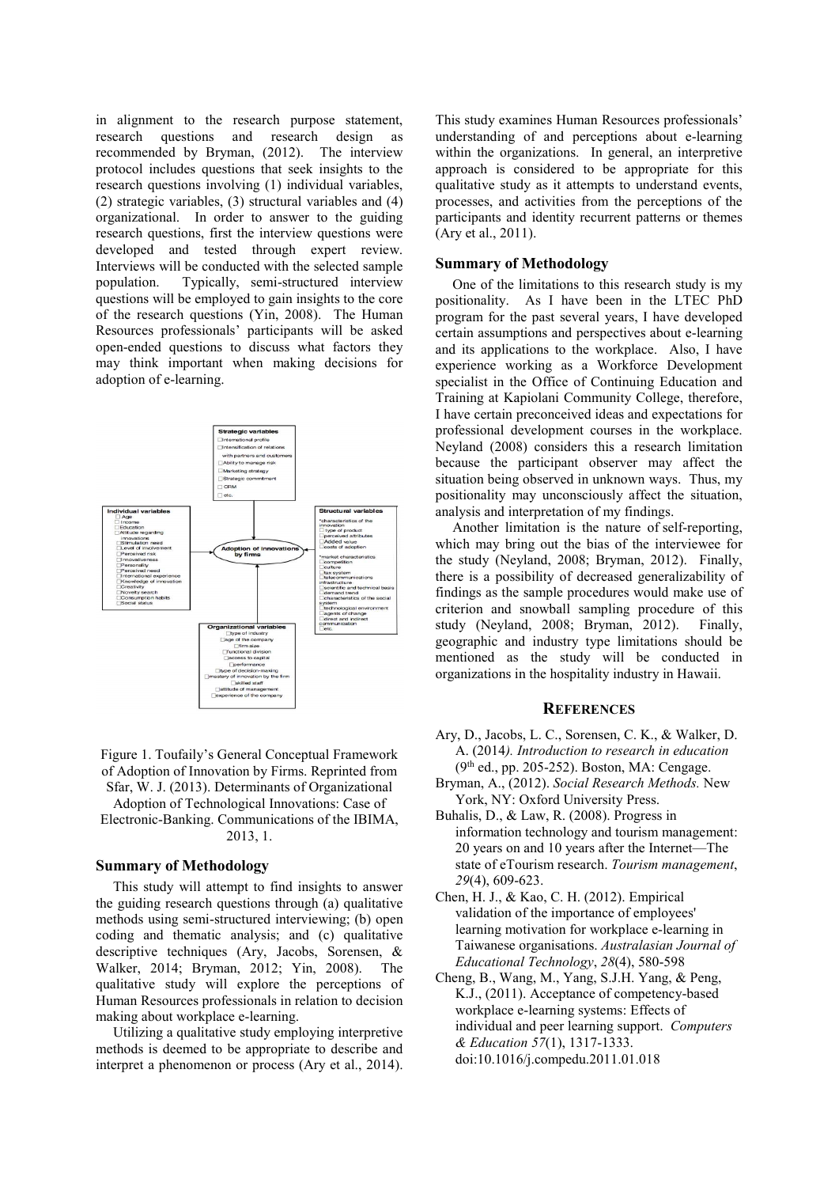in alignment to the research purpose statement, research questions and research design as recommended by Bryman, (2012). The interview protocol includes questions that seek insights to the research questions involving (1) individual variables, (2) strategic variables, (3) structural variables and (4) organizational. In order to answer to the guiding research questions, first the interview questions were developed and tested through expert review. Interviews will be conducted with the selected sample population. Typically, semi-structured interview questions will be employed to gain insights to the core of the research questions (Yin, 2008). The Human Resources professionals' participants will be asked open-ended questions to discuss what factors they may think important when making decisions for adoption of e-learning.

Figure 1. Toufaily's General Conceptual Framework of Adoption of Innovation by Firms. Reprinted from Sfar, W. J. (2013). Determinants of Organizational Adoption of Technological Innovations: Case of Electronic-Banking. Communications of the IBIMA, 2013, 1.

## Summary of Methodology

This study will attempt to find insights to answer the guiding research questions through (a) qualitative methods using semi-structured interviewing; (b) open coding and thematic analysis; and (c) qualitative descriptive techniques (Ary, Jacobs, Sorensen, & Walker, 2014; Bryman, 2012; Yin, 2008). The qualitative study will explore the perceptions of Human Resources professionals in relation to decision making about workplace e-learning.

Utilizing a qualitative study employing interpretive methods is deemed to be appropriate to describe and interpret a phenomenon or process (Ary et al., 2014). This study examines Human Resources professionals' understanding of and perceptions about e-learning within the organizations. In general, an interpretive approach is considered to be appropriate for this qualitative study as it attempts to understand events, processes, and activities from the perceptions of the participants and identity recurrent patterns or themes (Ary et al., 2011).

## Summary of Methodology

One of the limitations to this research study is my positionality. As I have been in the LTEC PhD program for the past several years, I have developed certain assumptions and perspectives about e-learning and its applications to the workplace. Also, I have experience working as a Workforce Development specialist in the Office of Continuing Education and Training at Kapiolani Community College, therefore, I have certain preconceived ideas and expectations for professional development courses in the workplace. Neyland (2008) considers this a research limitation because the participant observer may affect the situation being observed in unknown ways. Thus, my positionality may unconsciously affect the situation, analysis and interpretation of my findings.

Another limitation is the nature of self-reporting, which may bring out the bias of the interviewee for the study (Neyland, 2008; Bryman, 2012). Finally, there is a possibility of decreased generalizability of findings as the sample procedures would make use of criterion and snowball sampling procedure of this study (Neyland, 2008; Bryman, 2012). Finally, geographic and industry type limitations should be mentioned as the study will be conducted in organizations in the hospitality industry in Hawaii.

## References

Ary, D., Jacobs, L. C., Sorensen, C. K., & Walker, D. A. (2014*). Introduction to research in education* (9th ed., pp. 205-252). Boston, MA: Cengage.

Bryman, A., (2012). *Social Research Methods.* New York, NY: Oxford University Press.

Buhalis, D., & Law, R. (2008). Progress in information technology and tourism management: 20 years on and 10 years after the Internet—The state of eTourism research. *Tourism management*, *29*(4), 609-623.

Chen, H. J., & Kao, C. H. (2012). Empirical validation of the importance of employees' learning motivation for workplace e-learning in Taiwanese organisations. *Australasian Journal of Educational Technology*, *28*(4), 580-598

Cheng, B., Wang, M., Yang, S.J.H. Yang, & Peng, K.J., (2011). Acceptance of competency-based workplace e-learning systems: Effects of individual and peer learning support. *Computers & Education 57*(1), 1317-1333. doi:10.1016/j.compedu.2011.01.018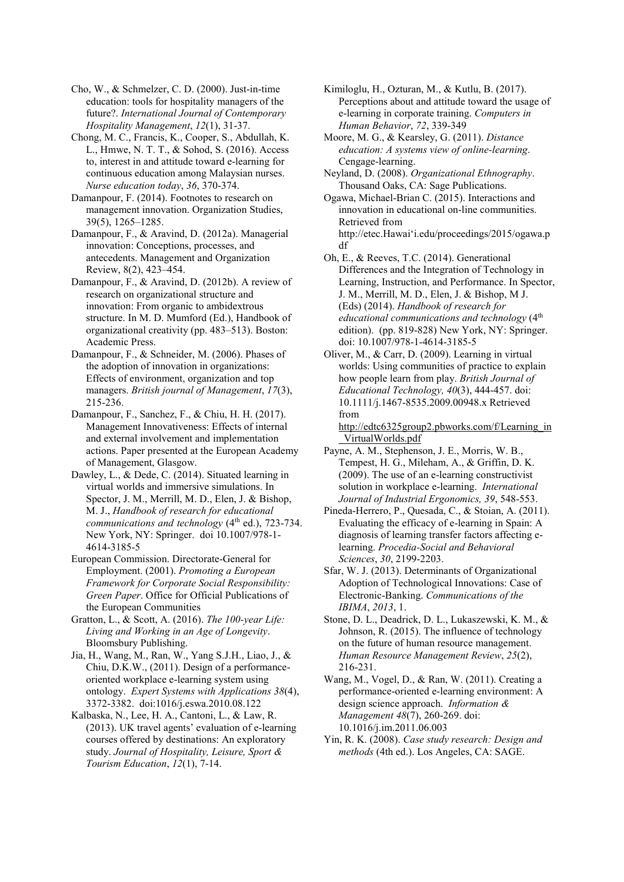Cho, W., & Schmelzer, C. D. (2000). Just-in-time education: tools for hospitality managers of the future?. *International Journal of Contemporary Hospitality Management*, *12*(1), 31-37.

Chong, M. C., Francis, K., Cooper, S., Abdullah, K. L., Hmwe, N. T. T., & Sohod, S. (2016). Access to, interest in and attitude toward e-learning for continuous education among Malaysian nurses. *Nurse education today*, *36*, 370-374.

Damanpour, F. (2014). Footnotes to research on management innovation. Organization Studies, 39(5), 1265–1285.

Damanpour, F., & Aravind, D. (2012a). Managerial innovation: Conceptions, processes, and antecedents. Management and Organization Review, 8(2), 423–454.

Damanpour, F., & Aravind, D. (2012b). A review of research on organizational structure and innovation: From organic to ambidextrous structure. In M. D. Mumford (Ed.), Handbook of organizational creativity (pp. 483–513). Boston: Academic Press.

Damanpour, F., & Schneider, M. (2006). Phases of the adoption of innovation in organizations: Effects of environment, organization and top managers. *British journal of Management*, *17*(3), 215-236.

Damanpour, F., Sanchez, F., & Chiu, H. H. (2017). Management Innovativeness: Effects of internal and external involvement and implementation actions. Paper presented at the European Academy of Management, Glasgow.

Dawley, L., & Dede, C. (2014). Situated learning in virtual worlds and immersive simulations. In Spector, J. M., Merrill, M. D., Elen, J. & Bishop, M. J., *Handbook of research for educational communications and technology* (4th ed.), 723-734. New York, NY: Springer. doi 10.1007/978-1-4614-3185-5

European Commission. Directorate-General for Employment. (2001). *Promoting a European Framework for Corporate Social Responsibility: Green Paper*. Office for Official Publications of the European Communities

Gratton, L., & Scott, A. (2016). *The 100-year Life: Living and Working in an Age of Longevity*. Bloomsbury Publishing.

Jia, H., Wang, M., Ran, W., Yang S.J.H., Liao, J., & Chiu, D.K.W., (2011). Design of a performance-oriented workplace e-learning system using ontology. *Expert Systems with Applications 38*(4), 3372-3382. doi:1016/j.eswa.2010.08.122

Kalbaska, N., Lee, H. A., Cantoni, L., & Law, R. (2013). UK travel agents' evaluation of e-learning courses offered by destinations: An exploratory study. *Journal of Hospitality, Leisure, Sport & Tourism Education*, *12*(1), 7-14.

Kimiloglu, H., Ozturan, M., & Kutlu, B. (2017). Perceptions about and attitude toward the usage of e-learning in corporate training. *Computers in Human Behavior*, *72*, 339-349

Moore, M. G., & Kearsley, G. (2011). *Distance education: A systems view of online-learning*. Cengage-learning.

Neyland, D. (2008). *Organizational Ethnography*. Thousand Oaks, CA: Sage Publications.

Ogawa, Michael-Brian C. (2015). Interactions and innovation in educational on-line communities. Retrieved from http://etec.Hawai'i.edu/proceedings/2015/ogawa.pdf

Oh, E., & Reeves, T.C. (2014). Generational Differences and the Integration of Technology in Learning, Instruction, and Performance. In Spector, J. M., Merrill, M. D., Elen, J. & Bishop, M J. (Eds) (2014). *Handbook of research for educational communications and technology* (4th edition). (pp. 819-828) New York, NY: Springer. doi: 10.1007/978-1-4614-3185-5

Oliver, M., & Carr, D. (2009). Learning in virtual worlds: Using communities of practice to explain how people learn from play. *British Journal of Educational Technology, 40*(3), 444-457. doi: 10.1111/j.1467-8535.2009.00948.x Retrieved from http://edtc6325group2.pbworks.com/f/Learning_in_VirtualWorlds.pdf

Payne, A. M., Stephenson, J. E., Morris, W. B., Tempest, H. G., Mileham, A., & Griffin, D. K. (2009). The use of an e-learning constructivist solution in workplace e-learning. *International Journal of Industrial Ergonomics, 39*, 548-553.

Pineda-Herrero, P., Quesada, C., & Stoian, A. (2011). Evaluating the efficacy of e-learning in Spain: A diagnosis of learning transfer factors affecting e-learning. *Procedia-Social and Behavioral Sciences*, *30*, 2199-2203.

Sfar, W. J. (2013). Determinants of Organizational Adoption of Technological Innovations: Case of Electronic-Banking. *Communications of the IBIMA*, *2013*, 1.

Stone, D. L., Deadrick, D. L., Lukaszewski, K. M., & Johnson, R. (2015). The influence of technology on the future of human resource management. *Human Resource Management Review*, *25*(2), 216-231.

Wang, M., Vogel, D., & Ran, W. (2011). Creating a performance-oriented e-learning environment: A design science approach. *Information & Management 48*(7), 260-269. doi: 10.1016/j.im.2011.06.003

Yin, R. K. (2008). *Case study research: Design and methods* (4th ed.). Los Angeles, CA: SAGE.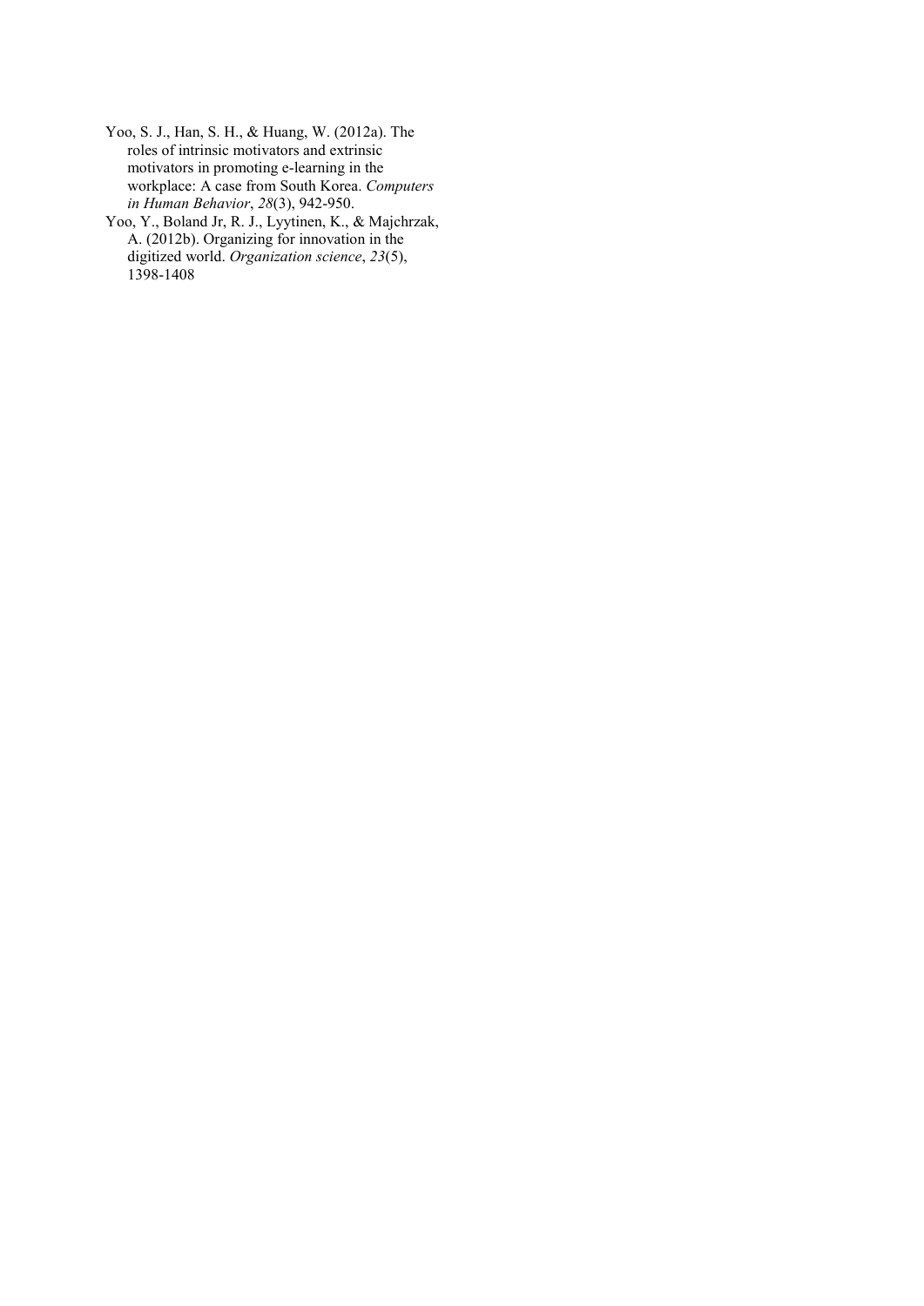Yoo, S. J., Han, S. H., & Huang, W. (2012a). The roles of intrinsic motivators and extrinsic motivators in promoting e-learning in the workplace: A case from South Korea. *Computers in Human Behavior*, *28*(3), 942-950.

Yoo, Y., Boland Jr, R. J., Lyytinen, K., & Majchrzak, A. (2012b). Organizing for innovation in the digitized world. *Organization science*, *23*(5), 1398-1408